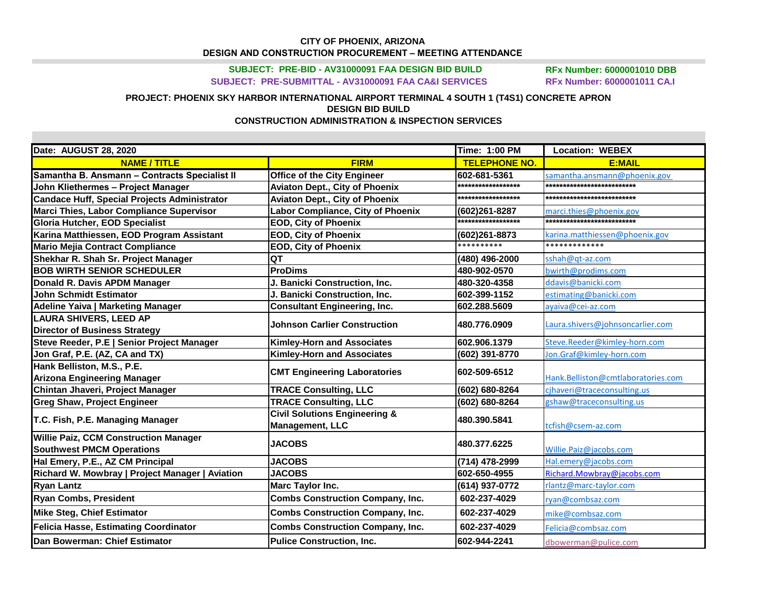**CITY OF PHOENIX, ARIZONA**
**DESIGN AND CONSTRUCTION PROCUREMENT – MEETING ATTENDANCE**

**SUBJECT: PRE-BID - AV31000091 FAA DESIGN BID BUILD** — **RFx Number: 6000001010 DBB**
**SUBJECT: PRE-SUBMITTAL - AV31000091 FAA CA&I SERVICES** — **RFx Number: 6000001011 CA.I**

**PROJECT: PHOENIX SKY HARBOR INTERNATIONAL AIRPORT TERMINAL 4 SOUTH 1 (T4S1) CONCRETE APRON**
**DESIGN BID BUILD**
**CONSTRUCTION ADMINISTRATION & INSPECTION SERVICES**

| Date: AUGUST 28, 2020 | | Time: 1:00 PM | Location: WEBEX |
|---|---|---|---|
| **NAME / TITLE** | **FIRM** | **TELEPHONE NO.** | **E:MAIL** |
| Samantha B. Ansmann – Contracts Specialist II | Office of the City Engineer | 602-681-5361 | samantha.ansmann@phoenix.gov |
| John Kliethermes – Project Manager | Aviaton Dept., City of Phoenix | ****************** | ************************** |
| Candace Huff, Special Projects Administrator | Aviaton Dept., City of Phoenix | ****************** | ************************** |
| Marci Thies, Labor Compliance Supervisor | Labor Compliance, City of Phoenix | (602)261-8287 | marci.thies@phoenix.gov |
| Gloria Hutcher, EOD Specialist | EOD, City of Phoenix | ****************** | ************************** |
| Karina Matthiessen, EOD Program Assistant | EOD, City of Phoenix | (602)261-8873 | karina.matthiessen@phoenix.gov |
| Mario Mejia Contract Compliance | EOD, City of Phoenix | ********** | ************ |
| Shekhar R. Shah Sr. Project Manager | QT | (480) 496-2000 | sshah@qt-az.com |
| BOB WIRTH SENIOR SCHEDULER | ProDims | 480-902-0570 | bwirth@prodims.com |
| Donald R. Davis APDM Manager | J. Banicki Construction, Inc. | 480-320-4358 | ddavis@banicki.com |
| John Schmidt Estimator | J. Banicki Construction, Inc. | 602-399-1152 | estimating@banicki.com |
| Adeline Yaiva \| Marketing Manager | Consultant Engineering, Inc. | 602.288.5609 | ayaiva@cei-az.com |
| LAURA SHIVERS, LEED AP Director of Business Strategy | Johnson Carlier Construction | 480.776.0909 | Laura.shivers@johnsoncarlier.com |
| Steve Reeder, P.E \| Senior Project Manager | Kimley-Horn and Associates | 602.906.1379 | Steve.Reeder@kimley-horn.com |
| Jon Graf, P.E. (AZ, CA and TX) | Kimley-Horn and Associates | (602) 391-8770 | Jon.Graf@kimley-horn.com |
| Hank Belliston, M.S., P.E. Arizona Engineering Manager | CMT Engineering Laboratories | 602-509-6512 | Hank.Belliston@cmtlaboratories.com |
| Chintan Jhaveri, Project Manager | TRACE Consulting, LLC | (602) 680-8264 | cjhaveri@traceconsulting.us |
| Greg Shaw, Project Engineer | TRACE Consulting, LLC | (602) 680-8264 | gshaw@traceconsulting.us |
| T.C. Fish, P.E. Managing Manager | Civil Solutions Engineering & Management, LLC | 480.390.5841 | tcfish@csem-az.com |
| Willie Paiz, CCM Construction Manager Southwest PMCM Operations | JACOBS | 480.377.6225 | Willie.Paiz@jacobs.com |
| Hal Emery, P.E., AZ CM Principal | JACOBS | (714) 478-2999 | Hal.emery@jacobs.com |
| Richard W. Mowbray \| Project Manager \| Aviation | JACOBS | 602-650-4955 | Richard.Mowbray@jacobs.com |
| Ryan Lantz | Marc Taylor Inc. | (614) 937-0772 | rlantz@marc-taylor.com |
| Ryan Combs, President | Combs Construction Company, Inc. | 602-237-4029 | ryan@combsaz.com |
| Mike Steg, Chief Estimator | Combs Construction Company, Inc. | 602-237-4029 | mike@combsaz.com |
| Felicia Hasse, Estimating Coordinator | Combs Construction Company, Inc. | 602-237-4029 | Felicia@combsaz.com |
| Dan Bowerman: Chief Estimator | Pulice Construction, Inc. | 602-944-2241 | dbowerman@pulice.com |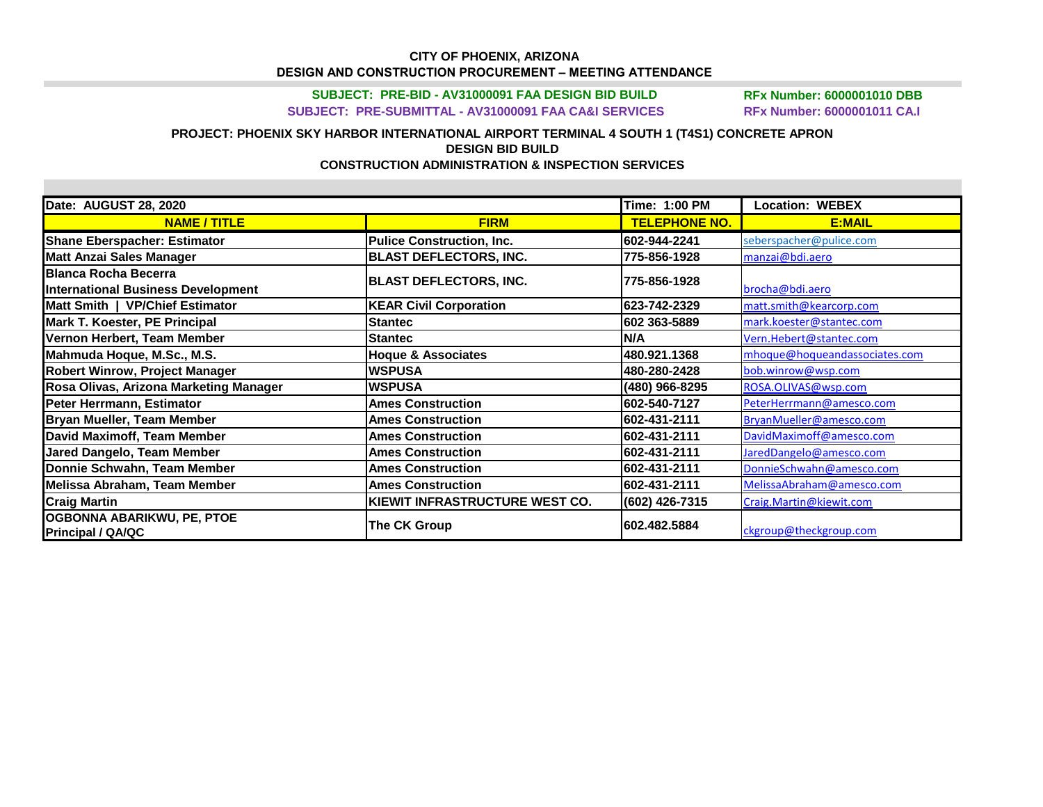**CITY OF PHOENIX, ARIZONA**
**DESIGN AND CONSTRUCTION PROCUREMENT – MEETING ATTENDANCE**

**SUBJECT: PRE-BID - AV31000091 FAA DESIGN BID BUILD** — **RFx Number: 6000001010 DBB**
**SUBJECT: PRE-SUBMITTAL - AV31000091 FAA CA&I SERVICES** — **RFx Number: 6000001011 CA.I**

**PROJECT: PHOENIX SKY HARBOR INTERNATIONAL AIRPORT TERMINAL 4 SOUTH 1 (T4S1) CONCRETE APRON**
**DESIGN BID BUILD**
**CONSTRUCTION ADMINISTRATION & INSPECTION SERVICES**

| Date: AUGUST 28, 2020 | | Time: 1:00 PM | Location: WEBEX |
|---|---|---|---|
| **NAME / TITLE** | **FIRM** | **TELEPHONE NO.** | **E:MAIL** |
| Shane Eberspacher: Estimator | Pulice Construction, Inc. | 602-944-2241 | seberspacher@pulice.com |
| Matt Anzai Sales Manager | BLAST DEFLECTORS, INC. | 775-856-1928 | manzai@bdi.aero |
| Blanca Rocha Becerra International Business Development | BLAST DEFLECTORS, INC. | 775-856-1928 | brocha@bdi.aero |
| Matt Smith \| VP/Chief Estimator | KEAR Civil Corporation | 623-742-2329 | matt.smith@kearcorp.com |
| Mark T. Koester, PE Principal | Stantec | 602 363-5889 | mark.koester@stantec.com |
| Vernon Herbert, Team Member | Stantec | N/A | Vern.Hebert@stantec.com |
| Mahmuda Hoque, M.Sc., M.S. | Hoque & Associates | 480.921.1368 | mhoque@hoqueandassociates.com |
| Robert Winrow, Project Manager | WSPUSA | 480-280-2428 | bob.winrow@wsp.com |
| Rosa Olivas, Arizona Marketing Manager | WSPUSA | (480) 966-8295 | ROSA.OLIVAS@wsp.com |
| Peter Herrmann, Estimator | Ames Construction | 602-540-7127 | PeterHerrmann@amesco.com |
| Bryan Mueller, Team Member | Ames Construction | 602-431-2111 | BryanMueller@amesco.com |
| David Maximoff, Team Member | Ames Construction | 602-431-2111 | DavidMaximoff@amesco.com |
| Jared Dangelo, Team Member | Ames Construction | 602-431-2111 | JaredDangelo@amesco.com |
| Donnie Schwahn, Team Member | Ames Construction | 602-431-2111 | DonnieSchwahn@amesco.com |
| Melissa Abraham, Team Member | Ames Construction | 602-431-2111 | MelissaAbraham@amesco.com |
| Craig Martin | KIEWIT INFRASTRUCTURE WEST CO. | (602) 426-7315 | Craig.Martin@kiewit.com |
| OGBONNA ABARIKWU, PE, PTOE Principal / QA/QC | The CK Group | 602.482.5884 | ckgroup@theckgroup.com |